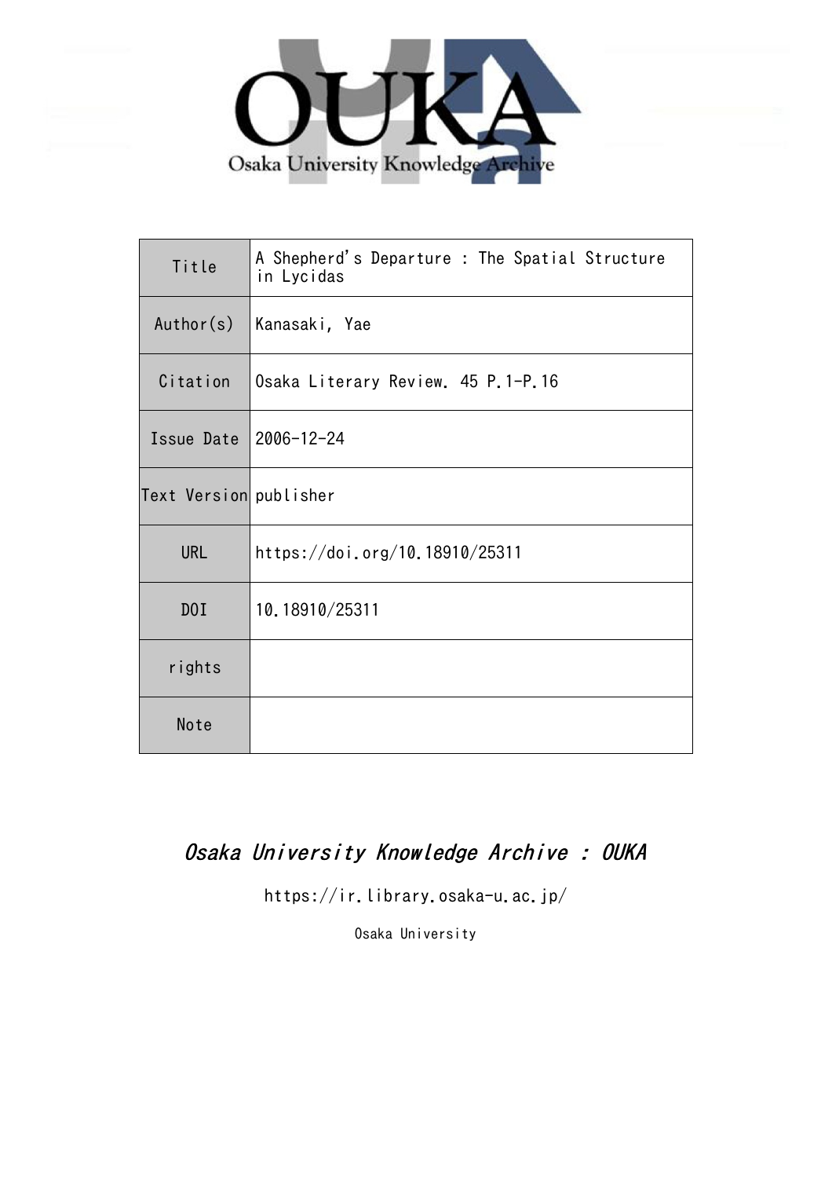# OUKA

Osaka University Knowledge Archive

| Title | A Shepherd's Departure : The Spatial Structure in Lycidas |
|---|---|
| Author(s) | Kanasaki, Yae |
| Citation | Osaka Literary Review. 45 P.1-P.16 |
| Issue Date | 2006-12-24 |
| Text Version | publisher |
| URL | https://doi.org/10.18910/25311 |
| DOI | 10.18910/25311 |
| rights | |
| Note | |

*Osaka University Knowledge Archive : OUKA*

https://ir.library.osaka-u.ac.jp/

Osaka University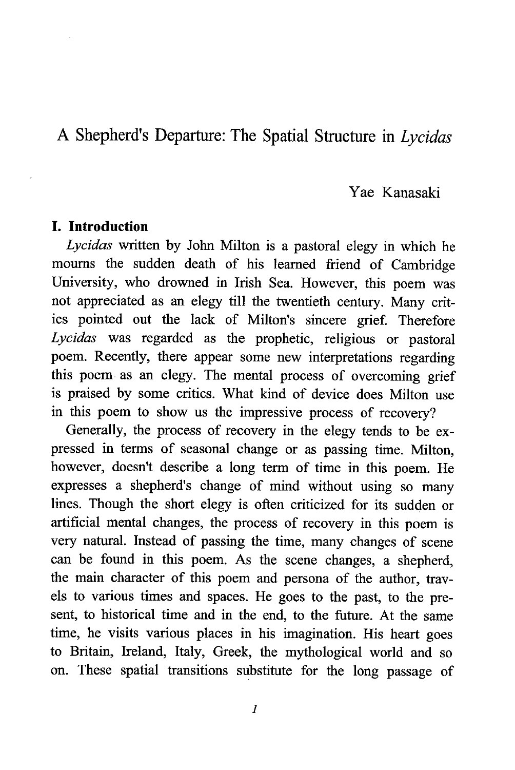# A Shepherd's Departure: The Spatial Structure in *Lycidas*

Yae Kanasaki

## I. Introduction

*Lycidas* written by John Milton is a pastoral elegy in which he mourns the sudden death of his learned friend of Cambridge University, who drowned in Irish Sea. However, this poem was not appreciated as an elegy till the twentieth century. Many critics pointed out the lack of Milton's sincere grief. Therefore *Lycidas* was regarded as the prophetic, religious or pastoral poem. Recently, there appear some new interpretations regarding this poem as an elegy. The mental process of overcoming grief is praised by some critics. What kind of device does Milton use in this poem to show us the impressive process of recovery?

Generally, the process of recovery in the elegy tends to be expressed in terms of seasonal change or as passing time. Milton, however, doesn't describe a long term of time in this poem. He expresses a shepherd's change of mind without using so many lines. Though the short elegy is often criticized for its sudden or artificial mental changes, the process of recovery in this poem is very natural. Instead of passing the time, many changes of scene can be found in this poem. As the scene changes, a shepherd, the main character of this poem and persona of the author, travels to various times and spaces. He goes to the past, to the present, to historical time and in the end, to the future. At the same time, he visits various places in his imagination. His heart goes to Britain, Ireland, Italy, Greek, the mythological world and so on. These spatial transitions substitute for the long passage of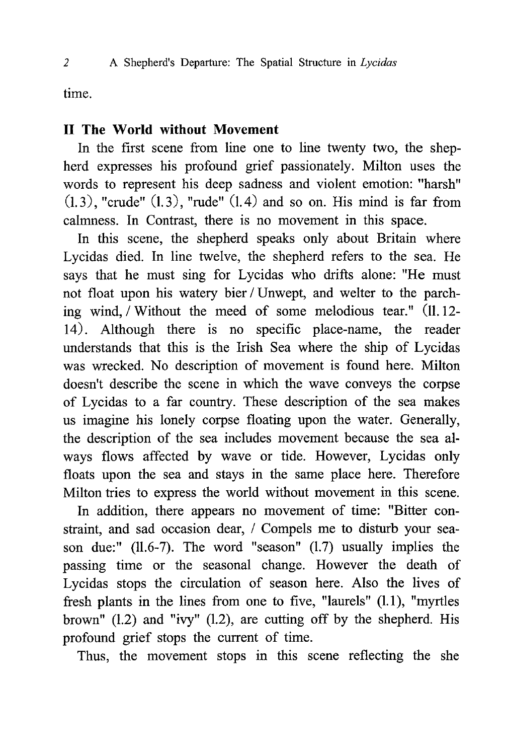time.

## II The World without Movement

In the first scene from line one to line twenty two, the shepherd expresses his profound grief passionately. Milton uses the words to represent his deep sadness and violent emotion: "harsh" (l.3), "crude" (l.3), "rude" (l.4) and so on. His mind is far from calmness. In Contrast, there is no movement in this space.

In this scene, the shepherd speaks only about Britain where Lycidas died. In line twelve, the shepherd refers to the sea. He says that he must sing for Lycidas who drifts alone: "He must not float upon his watery bier / Unwept, and welter to the parching wind, / Without the meed of some melodious tear." (ll.12-14). Although there is no specific place-name, the reader understands that this is the Irish Sea where the ship of Lycidas was wrecked. No description of movement is found here. Milton doesn't describe the scene in which the wave conveys the corpse of Lycidas to a far country. These description of the sea makes us imagine his lonely corpse floating upon the water. Generally, the description of the sea includes movement because the sea always flows affected by wave or tide. However, Lycidas only floats upon the sea and stays in the same place here. Therefore Milton tries to express the world without movement in this scene.

In addition, there appears no movement of time: "Bitter constraint, and sad occasion dear, / Compels me to disturb your season due:" (ll.6-7). The word "season" (l.7) usually implies the passing time or the seasonal change. However the death of Lycidas stops the circulation of season here. Also the lives of fresh plants in the lines from one to five, "laurels" (l.1), "myrtles brown" (l.2) and "ivy" (l.2), are cutting off by the shepherd. His profound grief stops the current of time.

Thus, the movement stops in this scene reflecting the she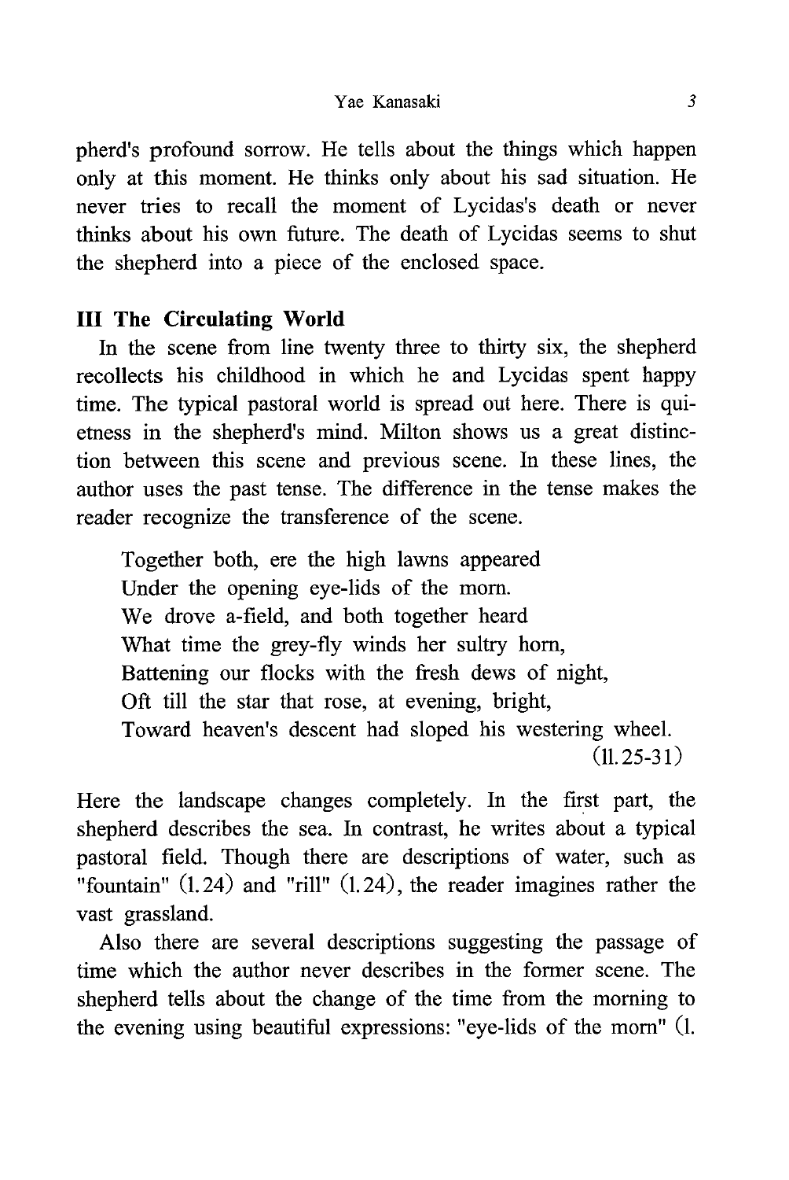pherd's profound sorrow. He tells about the things which happen only at this moment. He thinks only about his sad situation. He never tries to recall the moment of Lycidas's death or never thinks about his own future. The death of Lycidas seems to shut the shepherd into a piece of the enclosed space.

## III The Circulating World

In the scene from line twenty three to thirty six, the shepherd recollects his childhood in which he and Lycidas spent happy time. The typical pastoral world is spread out here. There is quietness in the shepherd's mind. Milton shows us a great distinction between this scene and previous scene. In these lines, the author uses the past tense. The difference in the tense makes the reader recognize the transference of the scene.

> Together both, ere the high lawns appeared
> Under the opening eye-lids of the morn.
> We drove a-field, and both together heard
> What time the grey-fly winds her sultry horn,
> Battening our flocks with the fresh dews of night,
> Oft till the star that rose, at evening, bright,
> Toward heaven's descent had sloped his westering wheel.
> (ll. 25-31)

Here the landscape changes completely. In the first part, the shepherd describes the sea. In contrast, he writes about a typical pastoral field. Though there are descriptions of water, such as "fountain" (l. 24) and "rill" (l. 24), the reader imagines rather the vast grassland.

Also there are several descriptions suggesting the passage of time which the author never describes in the former scene. The shepherd tells about the change of the time from the morning to the evening using beautiful expressions: "eye-lids of the morn" (l.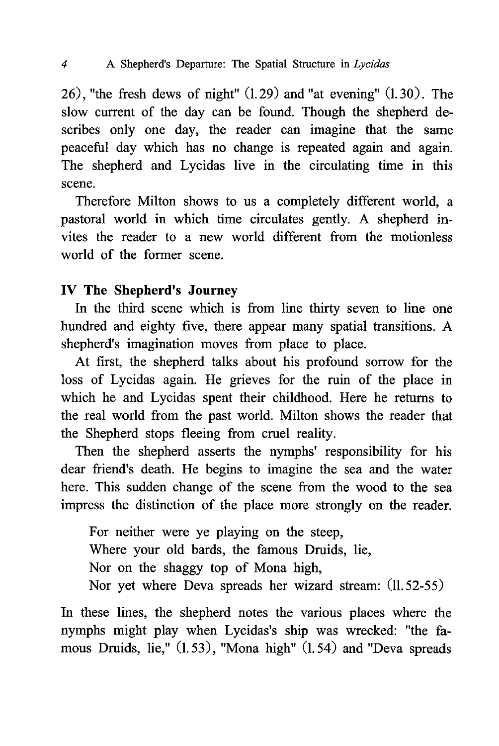26), "the fresh dews of night" (l.29) and "at evening" (l.30). The slow current of the day can be found. Though the shepherd describes only one day, the reader can imagine that the same peaceful day which has no change is repeated again and again. The shepherd and Lycidas live in the circulating time in this scene.

Therefore Milton shows to us a completely different world, a pastoral world in which time circulates gently. A shepherd invites the reader to a new world different from the motionless world of the former scene.

## IV The Shepherd's Journey

In the third scene which is from line thirty seven to line one hundred and eighty five, there appear many spatial transitions. A shepherd's imagination moves from place to place.

At first, the shepherd talks about his profound sorrow for the loss of Lycidas again. He grieves for the ruin of the place in which he and Lycidas spent their childhood. Here he returns to the real world from the past world. Milton shows the reader that the Shepherd stops fleeing from cruel reality.

Then the shepherd asserts the nymphs' responsibility for his dear friend's death. He begins to imagine the sea and the water here. This sudden change of the scene from the wood to the sea impress the distinction of the place more strongly on the reader.

> For neither were ye playing on the steep,
> Where your old bards, the famous Druids, lie,
> Nor on the shaggy top of Mona high,
> Nor yet where Deva spreads her wizard stream: (ll.52-55)

In these lines, the shepherd notes the various places where the nymphs might play when Lycidas's ship was wrecked: "the famous Druids, lie," (l.53), "Mona high" (l.54) and "Deva spreads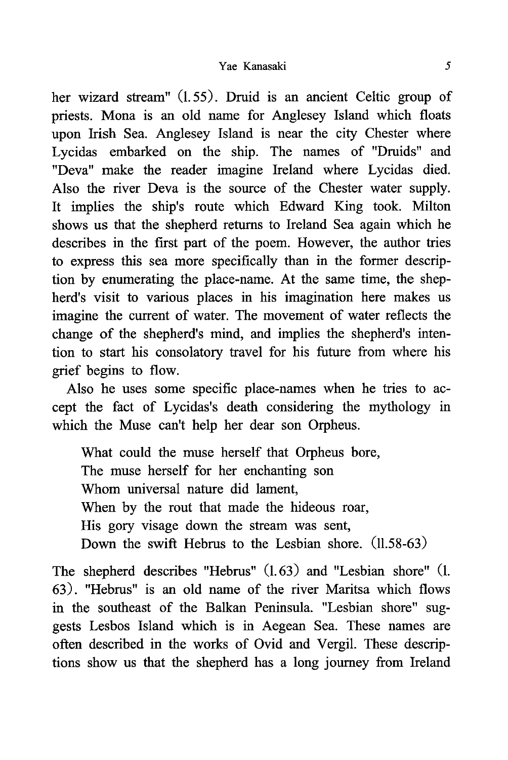her wizard stream" (l.55). Druid is an ancient Celtic group of priests. Mona is an old name for Anglesey Island which floats upon Irish Sea. Anglesey Island is near the city Chester where Lycidas embarked on the ship. The names of "Druids" and "Deva" make the reader imagine Ireland where Lycidas died. Also the river Deva is the source of the Chester water supply. It implies the ship's route which Edward King took. Milton shows us that the shepherd returns to Ireland Sea again which he describes in the first part of the poem. However, the author tries to express this sea more specifically than in the former description by enumerating the place-name. At the same time, the shepherd's visit to various places in his imagination here makes us imagine the current of water. The movement of water reflects the change of the shepherd's mind, and implies the shepherd's intention to start his consolatory travel for his future from where his grief begins to flow.

Also he uses some specific place-names when he tries to accept the fact of Lycidas's death considering the mythology in which the Muse can't help her dear son Orpheus.

> What could the muse herself that Orpheus bore,
> The muse herself for her enchanting son
> Whom universal nature did lament,
> When by the rout that made the hideous roar,
> His gory visage down the stream was sent,
> Down the swift Hebrus to the Lesbian shore. (ll.58-63)

The shepherd describes "Hebrus" (l.63) and "Lesbian shore" (l. 63). "Hebrus" is an old name of the river Maritsa which flows in the southeast of the Balkan Peninsula. "Lesbian shore" suggests Lesbos Island which is in Aegean Sea. These names are often described in the works of Ovid and Vergil. These descriptions show us that the shepherd has a long journey from Ireland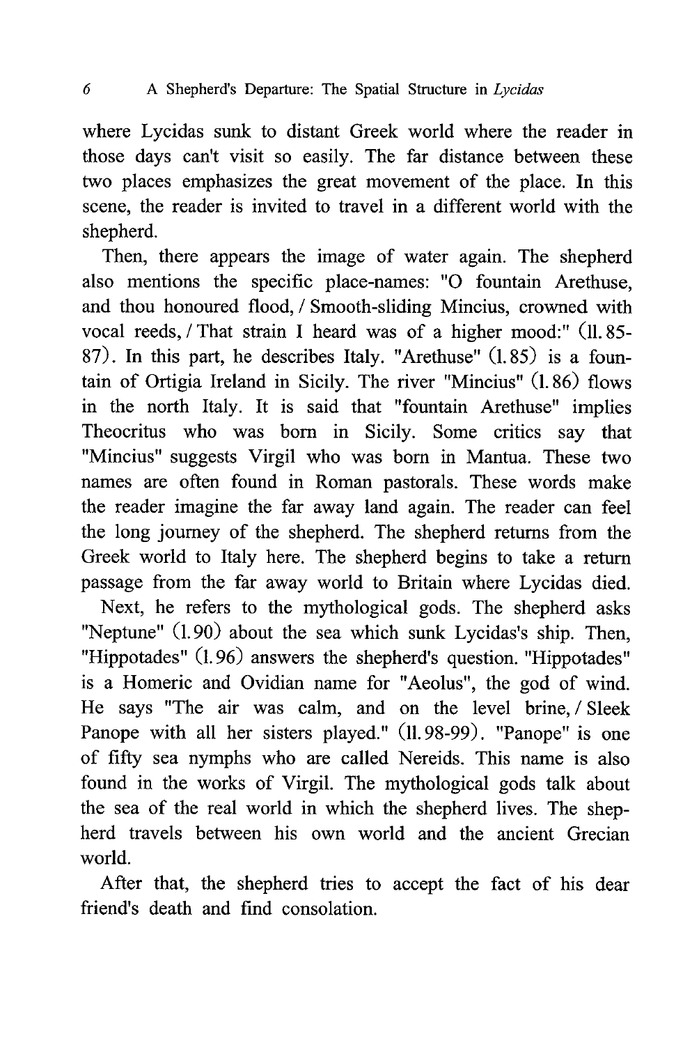where Lycidas sunk to distant Greek world where the reader in those days can't visit so easily. The far distance between these two places emphasizes the great movement of the place. In this scene, the reader is invited to travel in a different world with the shepherd.

Then, there appears the image of water again. The shepherd also mentions the specific place-names: "O fountain Arethuse, and thou honoured flood, / Smooth-sliding Mincius, crowned with vocal reeds, / That strain I heard was of a higher mood:" (ll. 85-87). In this part, he describes Italy. "Arethuse" (l. 85) is a fountain of Ortigia Ireland in Sicily. The river "Mincius" (l. 86) flows in the north Italy. It is said that "fountain Arethuse" implies Theocritus who was born in Sicily. Some critics say that "Mincius" suggests Virgil who was born in Mantua. These two names are often found in Roman pastorals. These words make the reader imagine the far away land again. The reader can feel the long journey of the shepherd. The shepherd returns from the Greek world to Italy here. The shepherd begins to take a return passage from the far away world to Britain where Lycidas died.

Next, he refers to the mythological gods. The shepherd asks "Neptune" (l. 90) about the sea which sunk Lycidas's ship. Then, "Hippotades" (l. 96) answers the shepherd's question. "Hippotades" is a Homeric and Ovidian name for "Aeolus", the god of wind. He says "The air was calm, and on the level brine, / Sleek Panope with all her sisters played." (ll. 98-99). "Panope" is one of fifty sea nymphs who are called Nereids. This name is also found in the works of Virgil. The mythological gods talk about the sea of the real world in which the shepherd lives. The shepherd travels between his own world and the ancient Grecian world.

After that, the shepherd tries to accept the fact of his dear friend's death and find consolation.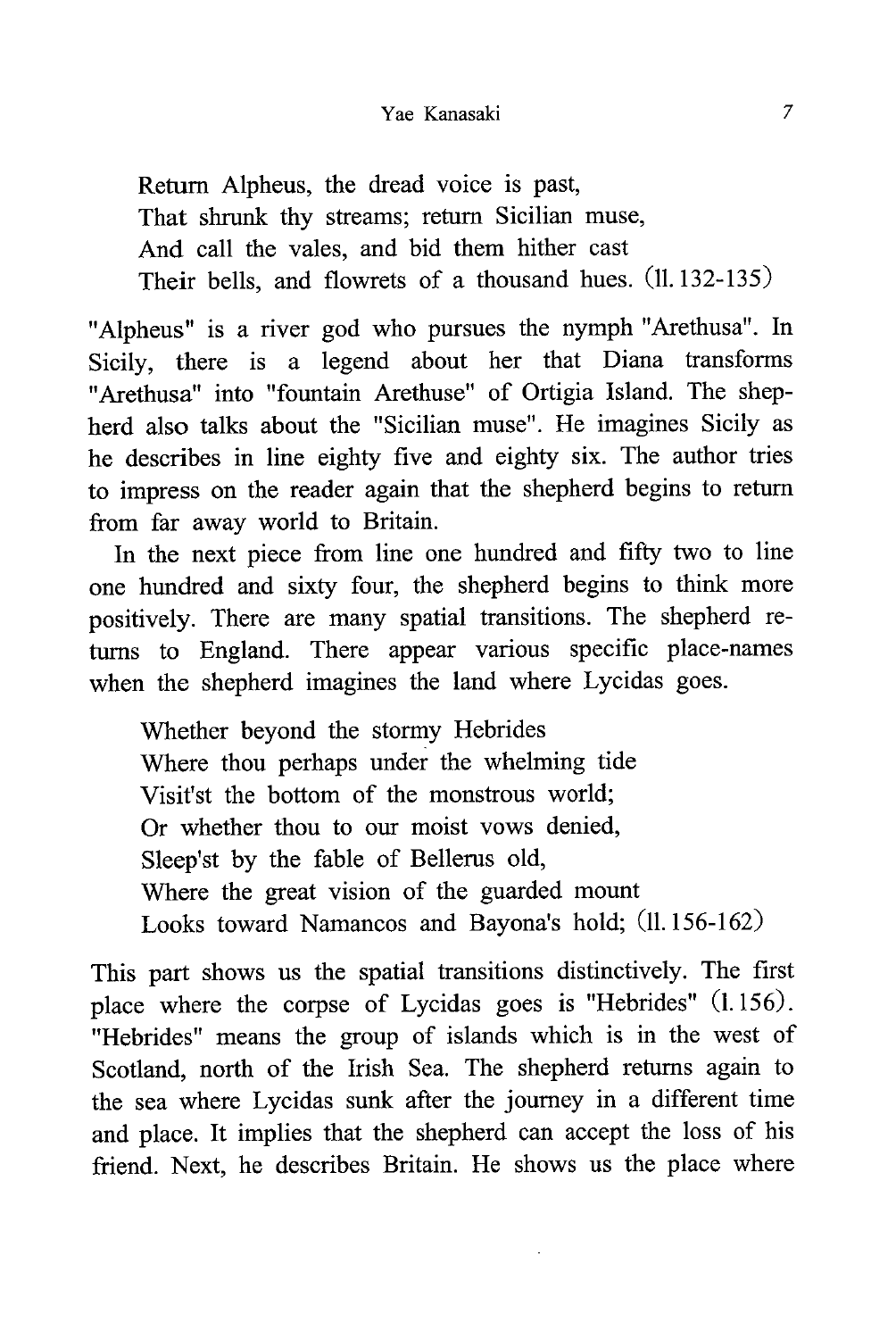Return Alpheus, the dread voice is past,
That shrunk thy streams; return Sicilian muse,
And call the vales, and bid them hither cast
Their bells, and flowrets of a thousand hues. (ll. 132-135)

"Alpheus" is a river god who pursues the nymph "Arethusa". In Sicily, there is a legend about her that Diana transforms "Arethusa" into "fountain Arethuse" of Ortigia Island. The shepherd also talks about the "Sicilian muse". He imagines Sicily as he describes in line eighty five and eighty six. The author tries to impress on the reader again that the shepherd begins to return from far away world to Britain.

In the next piece from line one hundred and fifty two to line one hundred and sixty four, the shepherd begins to think more positively. There are many spatial transitions. The shepherd returns to England. There appear various specific place-names when the shepherd imagines the land where Lycidas goes.

Whether beyond the stormy Hebrides
Where thou perhaps under the whelming tide
Visit'st the bottom of the monstrous world;
Or whether thou to our moist vows denied,
Sleep'st by the fable of Bellerus old,
Where the great vision of the guarded mount
Looks toward Namancos and Bayona's hold; (ll. 156-162)

This part shows us the spatial transitions distinctively. The first place where the corpse of Lycidas goes is "Hebrides" (l. 156). "Hebrides" means the group of islands which is in the west of Scotland, north of the Irish Sea. The shepherd returns again to the sea where Lycidas sunk after the journey in a different time and place. It implies that the shepherd can accept the loss of his friend. Next, he describes Britain. He shows us the place where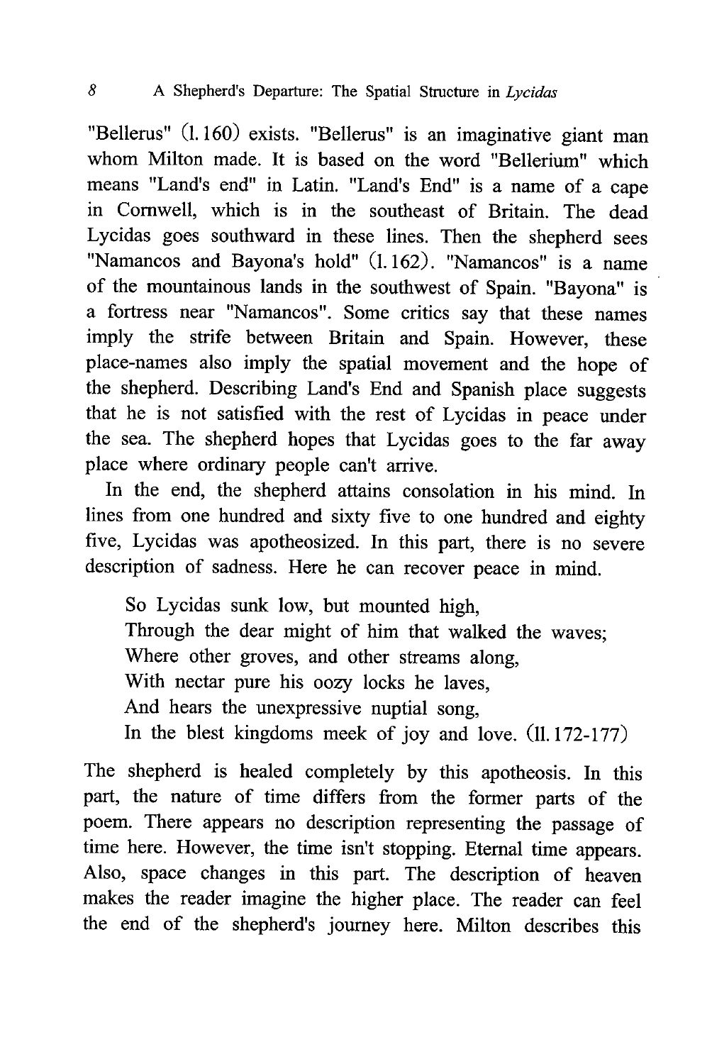"Bellerus" (l. 160) exists. "Bellerus" is an imaginative giant man whom Milton made. It is based on the word "Bellerium" which means "Land's end" in Latin. "Land's End" is a name of a cape in Cornwell, which is in the southeast of Britain. The dead Lycidas goes southward in these lines. Then the shepherd sees "Namancos and Bayona's hold" (l. 162). "Namancos" is a name of the mountainous lands in the southwest of Spain. "Bayona" is a fortress near "Namancos". Some critics say that these names imply the strife between Britain and Spain. However, these place-names also imply the spatial movement and the hope of the shepherd. Describing Land's End and Spanish place suggests that he is not satisfied with the rest of Lycidas in peace under the sea. The shepherd hopes that Lycidas goes to the far away place where ordinary people can't arrive.

In the end, the shepherd attains consolation in his mind. In lines from one hundred and sixty five to one hundred and eighty five, Lycidas was apotheosized. In this part, there is no severe description of sadness. Here he can recover peace in mind.

> So Lycidas sunk low, but mounted high,
> Through the dear might of him that walked the waves;
> Where other groves, and other streams along,
> With nectar pure his oozy locks he laves,
> And hears the unexpressive nuptial song,
> In the blest kingdoms meek of joy and love. (ll. 172-177)

The shepherd is healed completely by this apotheosis. In this part, the nature of time differs from the former parts of the poem. There appears no description representing the passage of time here. However, the time isn't stopping. Eternal time appears. Also, space changes in this part. The description of heaven makes the reader imagine the higher place. The reader can feel the end of the shepherd's journey here. Milton describes this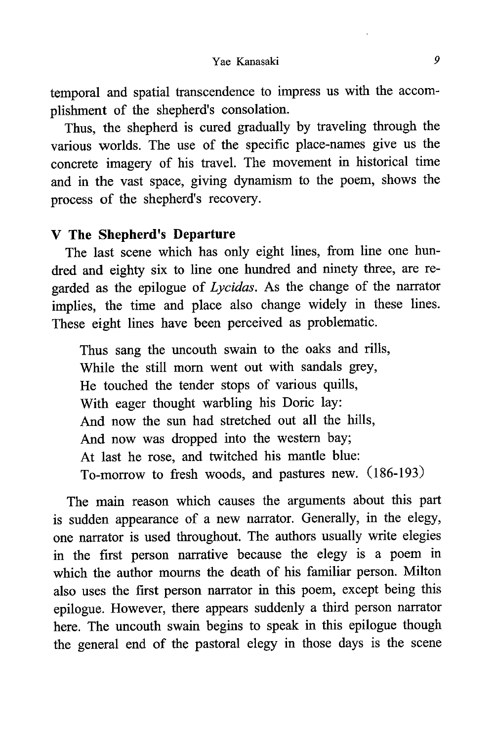temporal and spatial transcendence to impress us with the accomplishment of the shepherd's consolation.

Thus, the shepherd is cured gradually by traveling through the various worlds. The use of the specific place-names give us the concrete imagery of his travel. The movement in historical time and in the vast space, giving dynamism to the poem, shows the process of the shepherd's recovery.

## V The Shepherd's Departure

The last scene which has only eight lines, from line one hundred and eighty six to line one hundred and ninety three, are regarded as the epilogue of *Lycidas*. As the change of the narrator implies, the time and place also change widely in these lines. These eight lines have been perceived as problematic.

> Thus sang the uncouth swain to the oaks and rills,
> While the still morn went out with sandals grey,
> He touched the tender stops of various quills,
> With eager thought warbling his Doric lay:
> And now the sun had stretched out all the hills,
> And now was dropped into the western bay;
> At last he rose, and twitched his mantle blue:
> To-morrow to fresh woods, and pastures new. (186-193)

The main reason which causes the arguments about this part is sudden appearance of a new narrator. Generally, in the elegy, one narrator is used throughout. The authors usually write elegies in the first person narrative because the elegy is a poem in which the author mourns the death of his familiar person. Milton also uses the first person narrator in this poem, except being this epilogue. However, there appears suddenly a third person narrator here. The uncouth swain begins to speak in this epilogue though the general end of the pastoral elegy in those days is the scene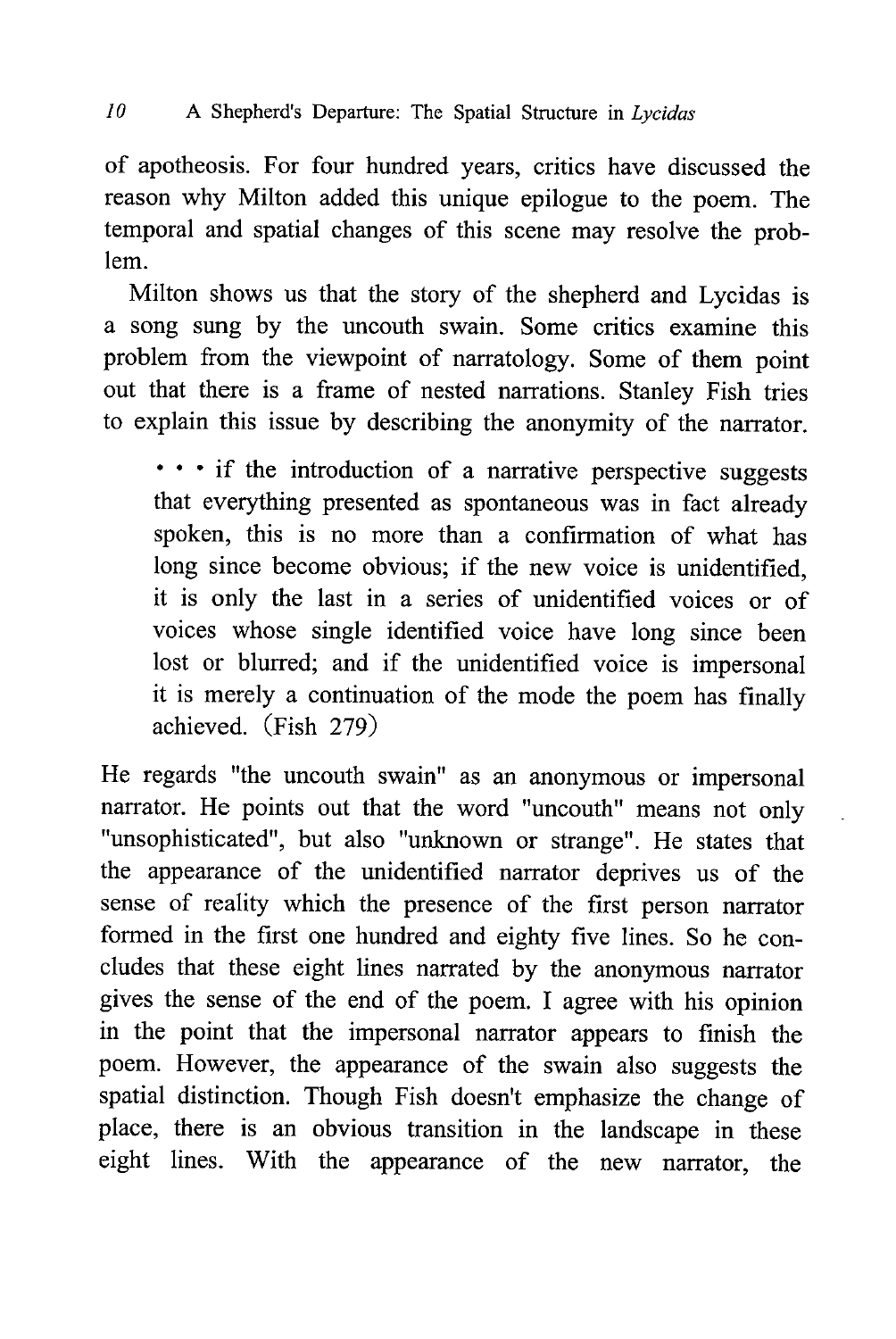of apotheosis. For four hundred years, critics have discussed the reason why Milton added this unique epilogue to the poem. The temporal and spatial changes of this scene may resolve the problem.

Milton shows us that the story of the shepherd and Lycidas is a song sung by the uncouth swain. Some critics examine this problem from the viewpoint of narratology. Some of them point out that there is a frame of nested narrations. Stanley Fish tries to explain this issue by describing the anonymity of the narrator.

> · · · if the introduction of a narrative perspective suggests that everything presented as spontaneous was in fact already spoken, this is no more than a confirmation of what has long since become obvious; if the new voice is unidentified, it is only the last in a series of unidentified voices or of voices whose single identified voice have long since been lost or blurred; and if the unidentified voice is impersonal it is merely a continuation of the mode the poem has finally achieved. (Fish 279)

He regards "the uncouth swain" as an anonymous or impersonal narrator. He points out that the word "uncouth" means not only "unsophisticated", but also "unknown or strange". He states that the appearance of the unidentified narrator deprives us of the sense of reality which the presence of the first person narrator formed in the first one hundred and eighty five lines. So he concludes that these eight lines narrated by the anonymous narrator gives the sense of the end of the poem. I agree with his opinion in the point that the impersonal narrator appears to finish the poem. However, the appearance of the swain also suggests the spatial distinction. Though Fish doesn't emphasize the change of place, there is an obvious transition in the landscape in these eight lines. With the appearance of the new narrator, the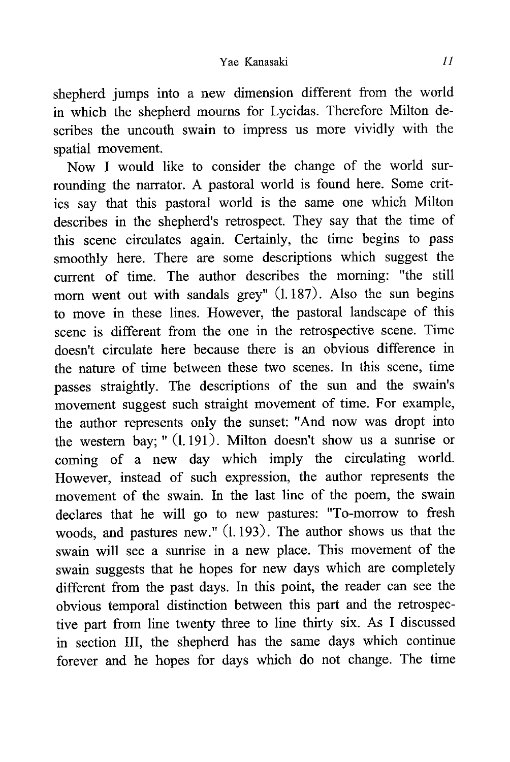shepherd jumps into a new dimension different from the world in which the shepherd mourns for Lycidas. Therefore Milton describes the uncouth swain to impress us more vividly with the spatial movement.

Now I would like to consider the change of the world surrounding the narrator. A pastoral world is found here. Some critics say that this pastoral world is the same one which Milton describes in the shepherd's retrospect. They say that the time of this scene circulates again. Certainly, the time begins to pass smoothly here. There are some descriptions which suggest the current of time. The author describes the morning: "the still morn went out with sandals grey" (l. 187). Also the sun begins to move in these lines. However, the pastoral landscape of this scene is different from the one in the retrospective scene. Time doesn't circulate here because there is an obvious difference in the nature of time between these two scenes. In this scene, time passes straightly. The descriptions of the sun and the swain's movement suggest such straight movement of time. For example, the author represents only the sunset: "And now was dropt into the western bay; " (l. 191). Milton doesn't show us a sunrise or coming of a new day which imply the circulating world. However, instead of such expression, the author represents the movement of the swain. In the last line of the poem, the swain declares that he will go to new pastures: "To-morrow to fresh woods, and pastures new." (l. 193). The author shows us that the swain will see a sunrise in a new place. This movement of the swain suggests that he hopes for new days which are completely different from the past days. In this point, the reader can see the obvious temporal distinction between this part and the retrospective part from line twenty three to line thirty six. As I discussed in section III, the shepherd has the same days which continue forever and he hopes for days which do not change. The time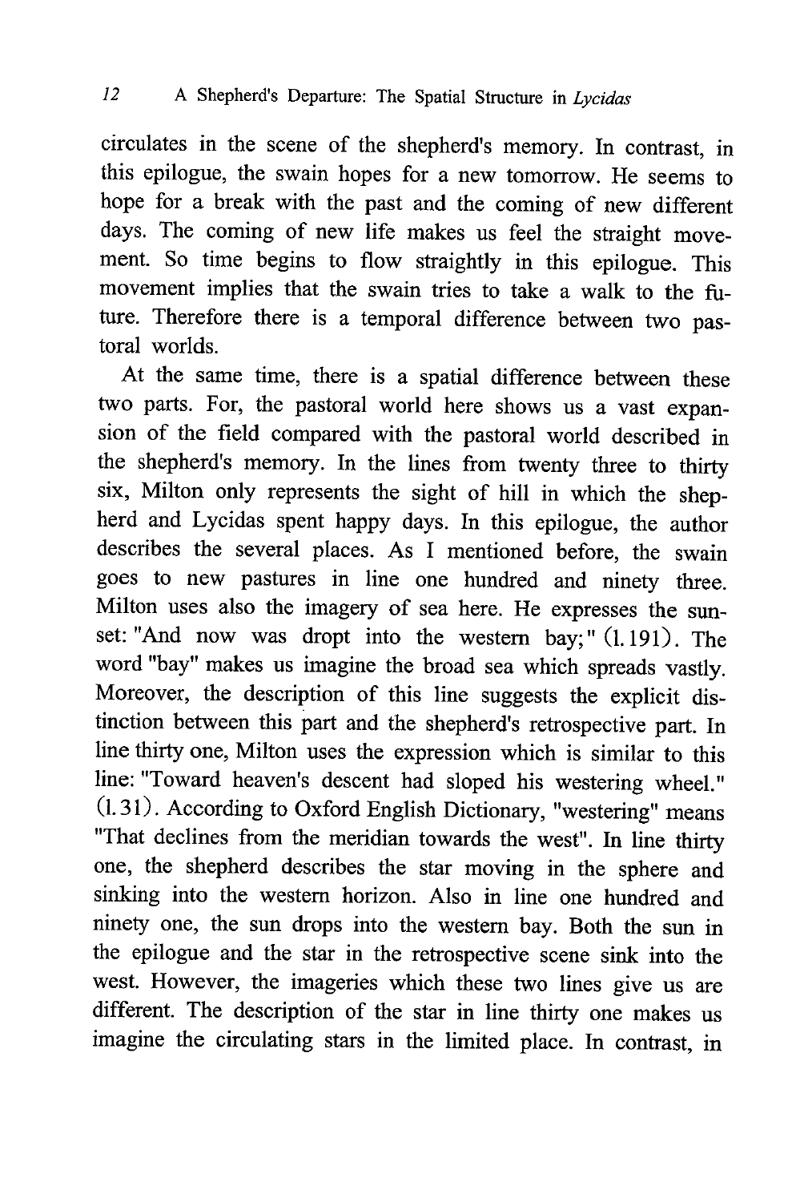circulates in the scene of the shepherd's memory. In contrast, in this epilogue, the swain hopes for a new tomorrow. He seems to hope for a break with the past and the coming of new different days. The coming of new life makes us feel the straight movement. So time begins to flow straightly in this epilogue. This movement implies that the swain tries to take a walk to the future. Therefore there is a temporal difference between two pastoral worlds.

At the same time, there is a spatial difference between these two parts. For, the pastoral world here shows us a vast expansion of the field compared with the pastoral world described in the shepherd's memory. In the lines from twenty three to thirty six, Milton only represents the sight of hill in which the shepherd and Lycidas spent happy days. In this epilogue, the author describes the several places. As I mentioned before, the swain goes to new pastures in line one hundred and ninety three. Milton uses also the imagery of sea here. He expresses the sunset: "And now was dropt into the western bay;" (l. 191). The word "bay" makes us imagine the broad sea which spreads vastly. Moreover, the description of this line suggests the explicit distinction between this part and the shepherd's retrospective part. In line thirty one, Milton uses the expression which is similar to this line: "Toward heaven's descent had sloped his westering wheel." (l. 31). According to Oxford English Dictionary, "westering" means "That declines from the meridian towards the west". In line thirty one, the shepherd describes the star moving in the sphere and sinking into the western horizon. Also in line one hundred and ninety one, the sun drops into the western bay. Both the sun in the epilogue and the star in the retrospective scene sink into the west. However, the imageries which these two lines give us are different. The description of the star in line thirty one makes us imagine the circulating stars in the limited place. In contrast, in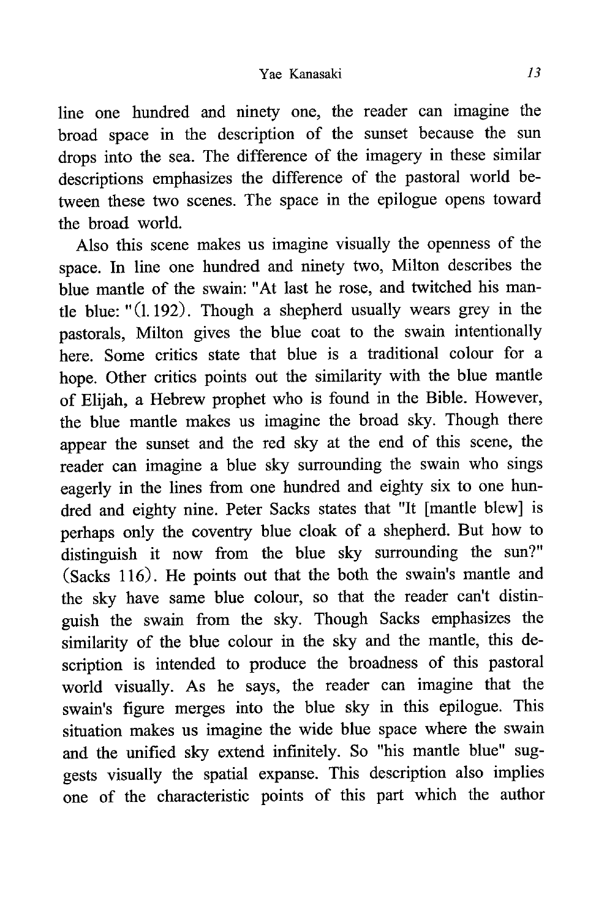line one hundred and ninety one, the reader can imagine the broad space in the description of the sunset because the sun drops into the sea. The difference of the imagery in these similar descriptions emphasizes the difference of the pastoral world between these two scenes. The space in the epilogue opens toward the broad world.

Also this scene makes us imagine visually the openness of the space. In line one hundred and ninety two, Milton describes the blue mantle of the swain: "At last he rose, and twitched his mantle blue: "(l. 192). Though a shepherd usually wears grey in the pastorals, Milton gives the blue coat to the swain intentionally here. Some critics state that blue is a traditional colour for a hope. Other critics points out the similarity with the blue mantle of Elijah, a Hebrew prophet who is found in the Bible. However, the blue mantle makes us imagine the broad sky. Though there appear the sunset and the red sky at the end of this scene, the reader can imagine a blue sky surrounding the swain who sings eagerly in the lines from one hundred and eighty six to one hundred and eighty nine. Peter Sacks states that "It [mantle blew] is perhaps only the coventry blue cloak of a shepherd. But how to distinguish it now from the blue sky surrounding the sun?" (Sacks 116). He points out that the both the swain's mantle and the sky have same blue colour, so that the reader can't distinguish the swain from the sky. Though Sacks emphasizes the similarity of the blue colour in the sky and the mantle, this description is intended to produce the broadness of this pastoral world visually. As he says, the reader can imagine that the swain's figure merges into the blue sky in this epilogue. This situation makes us imagine the wide blue space where the swain and the unified sky extend infinitely. So "his mantle blue" suggests visually the spatial expanse. This description also implies one of the characteristic points of this part which the author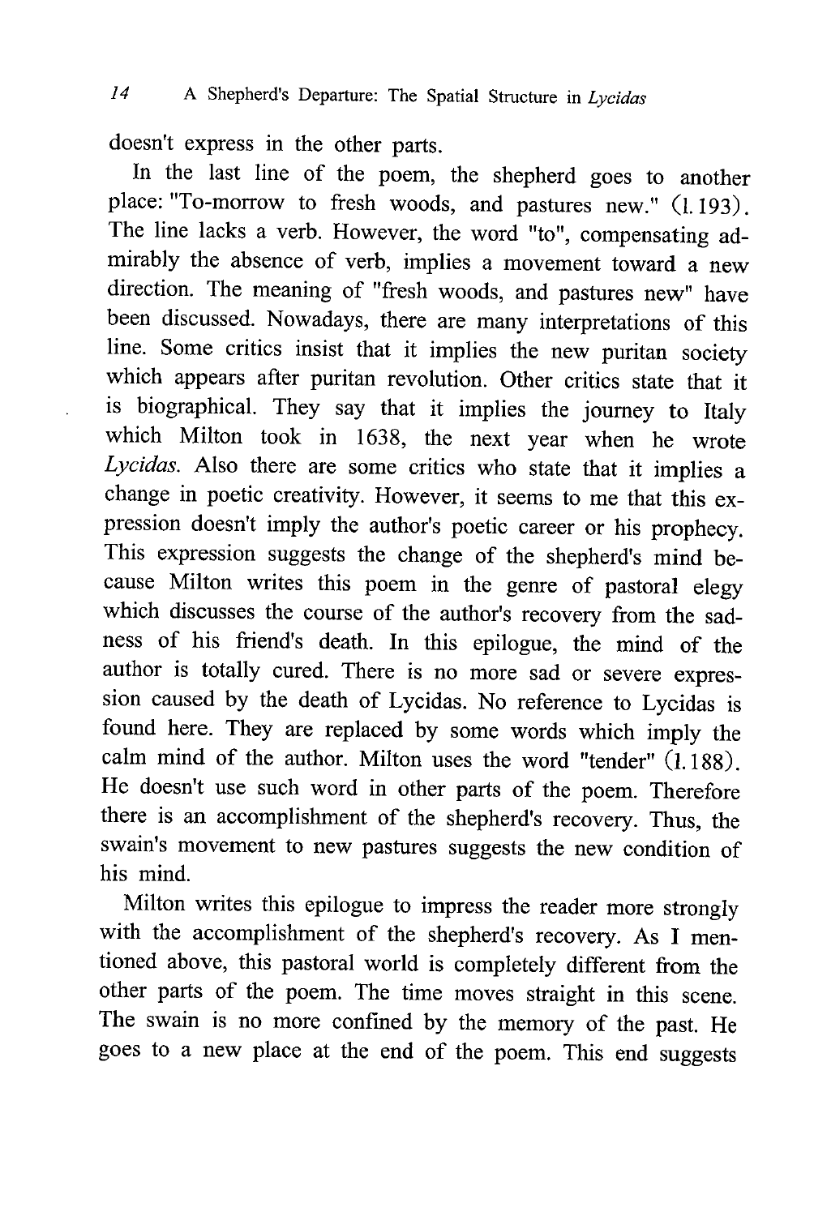doesn't express in the other parts.

In the last line of the poem, the shepherd goes to another place: "To-morrow to fresh woods, and pastures new." (l. 193). The line lacks a verb. However, the word "to", compensating admirably the absence of verb, implies a movement toward a new direction. The meaning of "fresh woods, and pastures new" have been discussed. Nowadays, there are many interpretations of this line. Some critics insist that it implies the new puritan society which appears after puritan revolution. Other critics state that it is biographical. They say that it implies the journey to Italy which Milton took in 1638, the next year when he wrote *Lycidas*. Also there are some critics who state that it implies a change in poetic creativity. However, it seems to me that this expression doesn't imply the author's poetic career or his prophecy. This expression suggests the change of the shepherd's mind because Milton writes this poem in the genre of pastoral elegy which discusses the course of the author's recovery from the sadness of his friend's death. In this epilogue, the mind of the author is totally cured. There is no more sad or severe expression caused by the death of Lycidas. No reference to Lycidas is found here. They are replaced by some words which imply the calm mind of the author. Milton uses the word "tender" (l. 188). He doesn't use such word in other parts of the poem. Therefore there is an accomplishment of the shepherd's recovery. Thus, the swain's movement to new pastures suggests the new condition of his mind.

Milton writes this epilogue to impress the reader more strongly with the accomplishment of the shepherd's recovery. As I mentioned above, this pastoral world is completely different from the other parts of the poem. The time moves straight in this scene. The swain is no more confined by the memory of the past. He goes to a new place at the end of the poem. This end suggests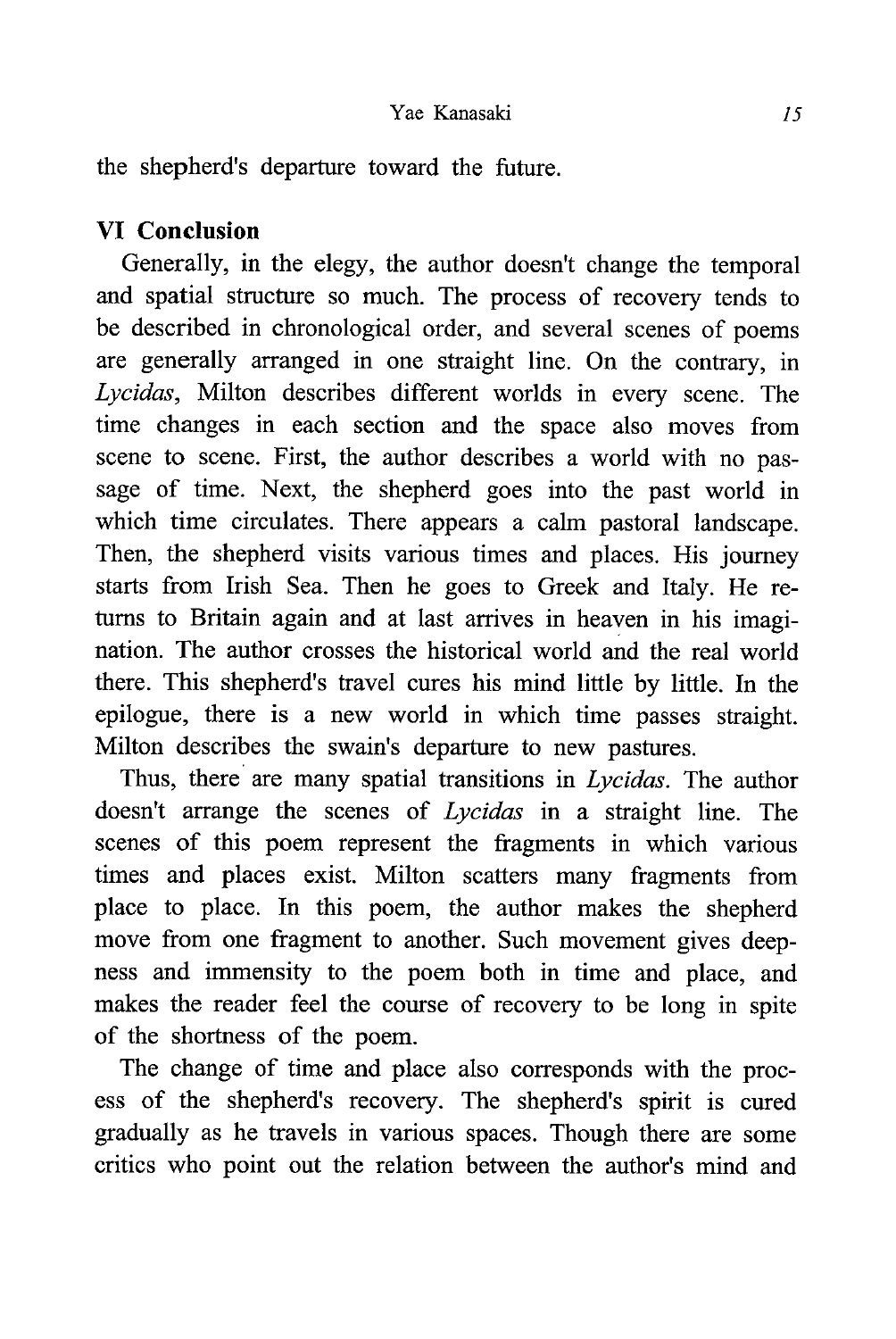the shepherd's departure toward the future.

## VI Conclusion

Generally, in the elegy, the author doesn't change the temporal and spatial structure so much. The process of recovery tends to be described in chronological order, and several scenes of poems are generally arranged in one straight line. On the contrary, in *Lycidas*, Milton describes different worlds in every scene. The time changes in each section and the space also moves from scene to scene. First, the author describes a world with no passage of time. Next, the shepherd goes into the past world in which time circulates. There appears a calm pastoral landscape. Then, the shepherd visits various times and places. His journey starts from Irish Sea. Then he goes to Greek and Italy. He returns to Britain again and at last arrives in heaven in his imagination. The author crosses the historical world and the real world there. This shepherd's travel cures his mind little by little. In the epilogue, there is a new world in which time passes straight. Milton describes the swain's departure to new pastures.

Thus, there are many spatial transitions in *Lycidas*. The author doesn't arrange the scenes of *Lycidas* in a straight line. The scenes of this poem represent the fragments in which various times and places exist. Milton scatters many fragments from place to place. In this poem, the author makes the shepherd move from one fragment to another. Such movement gives deepness and immensity to the poem both in time and place, and makes the reader feel the course of recovery to be long in spite of the shortness of the poem.

The change of time and place also corresponds with the process of the shepherd's recovery. The shepherd's spirit is cured gradually as he travels in various spaces. Though there are some critics who point out the relation between the author's mind and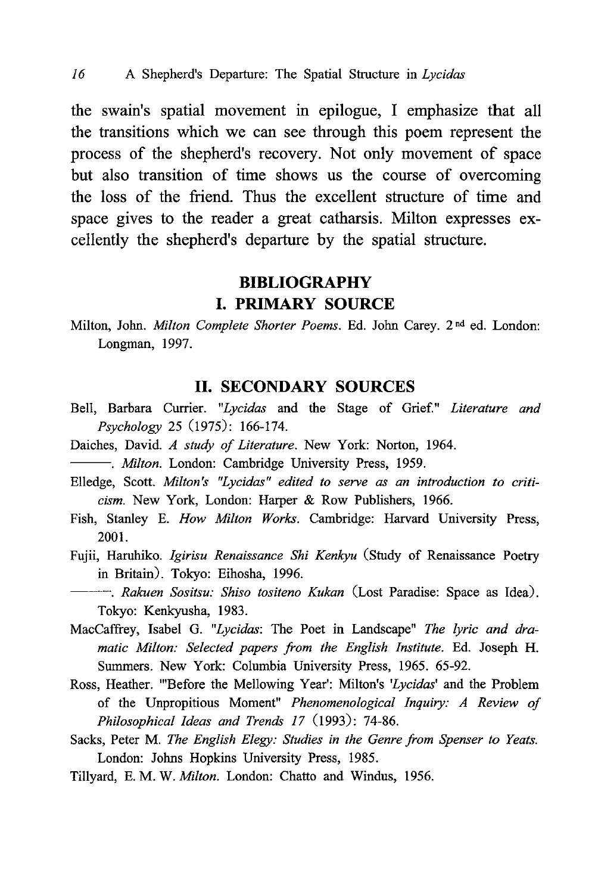the swain's spatial movement in epilogue, I emphasize that all the transitions which we can see through this poem represent the process of the shepherd's recovery. Not only movement of space but also transition of time shows us the course of overcoming the loss of the friend. Thus the excellent structure of time and space gives to the reader a great catharsis. Milton expresses excellently the shepherd's departure by the spatial structure.

## BIBLIOGRAPHY

### I. PRIMARY SOURCE

Milton, John. *Milton Complete Shorter Poems*. Ed. John Carey. 2nd ed. London: Longman, 1997.

### II. SECONDARY SOURCES

Bell, Barbara Currier. "*Lycidas* and the Stage of Grief." *Literature and Psychology* 25 (1975): 166-174.

Daiches, David. *A study of Literature*. New York: Norton, 1964.

———. *Milton*. London: Cambridge University Press, 1959.

Elledge, Scott. *Milton's "Lycidas" edited to serve as an introduction to criticism*. New York, London: Harper & Row Publishers, 1966.

Fish, Stanley E. *How Milton Works*. Cambridge: Harvard University Press, 2001.

Fujii, Haruhiko. *Igirisu Renaissance Shi Kenkyu* (Study of Renaissance Poetry in Britain). Tokyo: Eihosha, 1996.

———. *Rakuen Sositsu: Shiso tositeno Kukan* (Lost Paradise: Space as Idea). Tokyo: Kenkyusha, 1983.

MacCaffrey, Isabel G. "*Lycidas*: The Poet in Landscape" *The lyric and dramatic Milton: Selected papers from the English Institute*. Ed. Joseph H. Summers. New York: Columbia University Press, 1965. 65-92.

Ross, Heather. "'Before the Mellowing Year': Milton's '*Lycidas*' and the Problem of the Unpropitious Moment" *Phenomenological Inquiry: A Review of Philosophical Ideas and Trends 17* (1993): 74-86.

Sacks, Peter M. *The English Elegy: Studies in the Genre from Spenser to Yeats.* London: Johns Hopkins University Press, 1985.

Tillyard, E. M. W. *Milton*. London: Chatto and Windus, 1956.